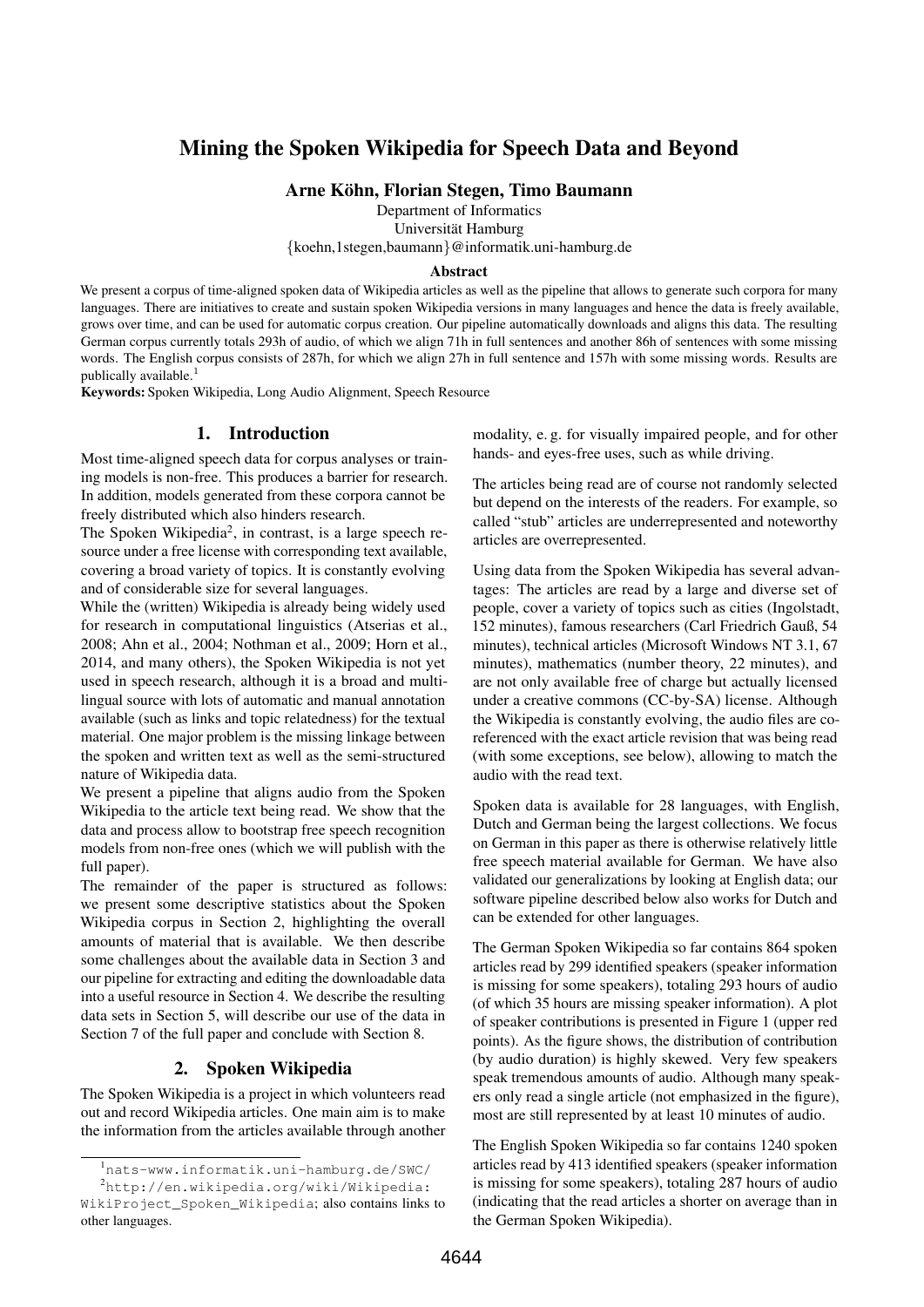# Mining the Spoken Wikipedia for Speech Data and Beyond

**Arne Köhn, Florian Stegen, Timo Baumann**

Department of Informatics
Universität Hamburg
{koehn,1stegen,baumann}@informatik.uni-hamburg.de

## Abstract

We present a corpus of time-aligned spoken data of Wikipedia articles as well as the pipeline that allows to generate such corpora for many languages. There are initiatives to create and sustain spoken Wikipedia versions in many languages and hence the data is freely available, grows over time, and can be used for automatic corpus creation. Our pipeline automatically downloads and aligns this data. The resulting German corpus currently totals 293h of audio, of which we align 71h in full sentences and another 86h of sentences with some missing words. The English corpus consists of 287h, for which we align 27h in full sentence and 157h with some missing words. Results are publically available.[1]

**Keywords:** Spoken Wikipedia, Long Audio Alignment, Speech Resource

## 1. Introduction

Most time-aligned speech data for corpus analyses or training models is non-free. This produces a barrier for research. In addition, models generated from these corpora cannot be freely distributed which also hinders research.

The Spoken Wikipedia[2], in contrast, is a large speech resource under a free license with corresponding text available, covering a broad variety of topics. It is constantly evolving and of considerable size for several languages.

While the (written) Wikipedia is already being widely used for research in computational linguistics (Atserias et al., 2008; Ahn et al., 2004; Nothman et al., 2009; Horn et al., 2014, and many others), the Spoken Wikipedia is not yet used in speech research, although it is a broad and multilingual source with lots of automatic and manual annotation available (such as links and topic relatedness) for the textual material. One major problem is the missing linkage between the spoken and written text as well as the semi-structured nature of Wikipedia data.

We present a pipeline that aligns audio from the Spoken Wikipedia to the article text being read. We show that the data and process allow to bootstrap free speech recognition models from non-free ones (which we will publish with the full paper).

The remainder of the paper is structured as follows: we present some descriptive statistics about the Spoken Wikipedia corpus in Section 2, highlighting the overall amounts of material that is available. We then describe some challenges about the available data in Section 3 and our pipeline for extracting and editing the downloadable data into a useful resource in Section 4. We describe the resulting data sets in Section 5, will describe our use of the data in Section 7 of the full paper and conclude with Section 8.

## 2. Spoken Wikipedia

The Spoken Wikipedia is a project in which volunteers read out and record Wikipedia articles. One main aim is to make the information from the articles available through another modality, e. g. for visually impaired people, and for other hands- and eyes-free uses, such as while driving.

The articles being read are of course not randomly selected but depend on the interests of the readers. For example, so called "stub" articles are underrepresented and noteworthy articles are overrepresented.

Using data from the Spoken Wikipedia has several advantages: The articles are read by a large and diverse set of people, cover a variety of topics such as cities (Ingolstadt, 152 minutes), famous researchers (Carl Friedrich Gauß, 54 minutes), technical articles (Microsoft Windows NT 3.1, 67 minutes), mathematics (number theory, 22 minutes), and are not only available free of charge but actually licensed under a creative commons (CC-by-SA) license. Although the Wikipedia is constantly evolving, the audio files are co-referenced with the exact article revision that was being read (with some exceptions, see below), allowing to match the audio with the read text.

Spoken data is available for 28 languages, with English, Dutch and German being the largest collections. We focus on German in this paper as there is otherwise relatively little free speech material available for German. We have also validated our generalizations by looking at English data; our software pipeline described below also works for Dutch and can be extended for other languages.

The German Spoken Wikipedia so far contains 864 spoken articles read by 299 identified speakers (speaker information is missing for some speakers), totaling 293 hours of audio (of which 35 hours are missing speaker information). A plot of speaker contributions is presented in Figure 1 (upper red points). As the figure shows, the distribution of contribution (by audio duration) is highly skewed. Very few speakers speak tremendous amounts of audio. Although many speakers only read a single article (not emphasized in the figure), most are still represented by at least 10 minutes of audio.

The English Spoken Wikipedia so far contains 1240 spoken articles read by 413 identified speakers (speaker information is missing for some speakers), totaling 287 hours of audio (indicating that the read articles a shorter on average than in the German Spoken Wikipedia).

---

[1] nats-www.informatik.uni-hamburg.de/SWC/

[2] http://en.wikipedia.org/wiki/Wikipedia:WikiProject_Spoken_Wikipedia; also contains links to other languages.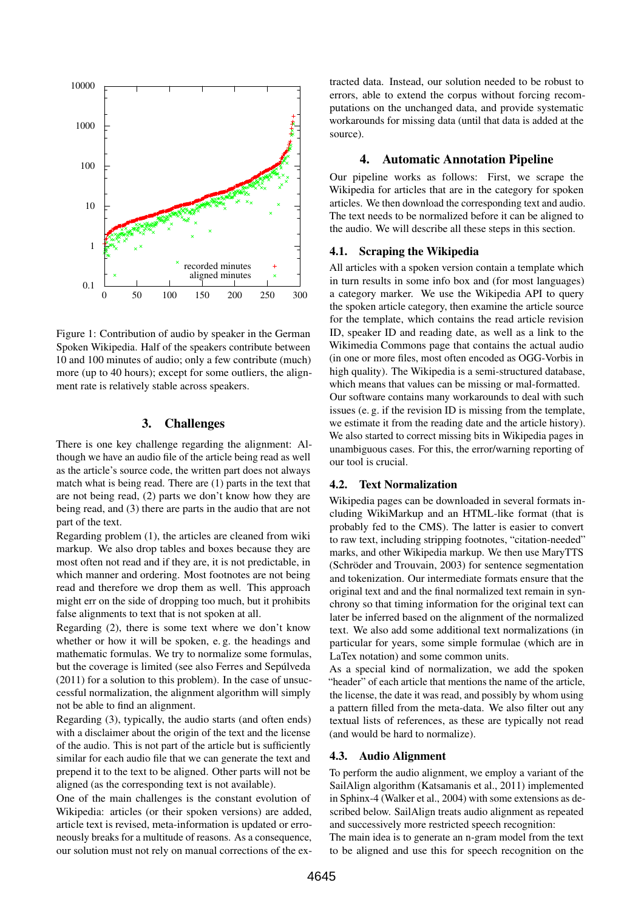Figure 1: Contribution of audio by speaker in the German Spoken Wikipedia. Half of the speakers contribute between 10 and 100 minutes of audio; only a few contribute (much) more (up to 40 hours); except for some outliers, the alignment rate is relatively stable across speakers.

## 3. Challenges

There is one key challenge regarding the alignment: Although we have an audio file of the article being read as well as the article's source code, the written part does not always match what is being read. There are (1) parts in the text that are not being read, (2) parts we don't know how they are being read, and (3) there are parts in the audio that are not part of the text.

Regarding problem (1), the articles are cleaned from wiki markup. We also drop tables and boxes because they are most often not read and if they are, it is not predictable, in which manner and ordering. Most footnotes are not being read and therefore we drop them as well. This approach might err on the side of dropping too much, but it prohibits false alignments to text that is not spoken at all.

Regarding (2), there is some text where we don't know whether or how it will be spoken, e. g. the headings and mathematic formulas. We try to normalize some formulas, but the coverage is limited (see also Ferres and Sepúlveda (2011) for a solution to this problem). In the case of unsuccessful normalization, the alignment algorithm will simply not be able to find an alignment.

Regarding (3), typically, the audio starts (and often ends) with a disclaimer about the origin of the text and the license of the audio. This is not part of the article but is sufficiently similar for each audio file that we can generate the text and prepend it to the text to be aligned. Other parts will not be aligned (as the corresponding text is not available).

One of the main challenges is the constant evolution of Wikipedia: articles (or their spoken versions) are added, article text is revised, meta-information is updated or erroneously breaks for a multitude of reasons. As a consequence, our solution must not rely on manual corrections of the extracted data. Instead, our solution needed to be robust to errors, able to extend the corpus without forcing recomputations on the unchanged data, and provide systematic workarounds for missing data (until that data is added at the source).

## 4. Automatic Annotation Pipeline

Our pipeline works as follows: First, we scrape the Wikipedia for articles that are in the category for spoken articles. We then download the corresponding text and audio. The text needs to be normalized before it can be aligned to the audio. We will describe all these steps in this section.

### 4.1. Scraping the Wikipedia

All articles with a spoken version contain a template which in turn results in some info box and (for most languages) a category marker. We use the Wikipedia API to query the spoken article category, then examine the article source for the template, which contains the read article revision ID, speaker ID and reading date, as well as a link to the Wikimedia Commons page that contains the actual audio (in one or more files, most often encoded as OGG-Vorbis in high quality). The Wikipedia is a semi-structured database, which means that values can be missing or mal-formatted. Our system contains many workarounds to deal with such issues (e. g. if the revision ID is missing from the template, we estimate it from the reading date and the article history). We also started to correct missing bits in Wikipedia pages in unambiguous cases. For this, the error/warning reporting of our tool is crucial.

### 4.2. Text Normalization

Wikipedia pages can be downloaded in several formats including WikiMarkup and an HTML-like format (that is probably fed to the CMS). The latter is easier to convert to raw text, including stripping footnotes, "citation-needed" marks, and other Wikipedia markup. We then use MaryTTS (Schröder and Trouvain, 2003) for sentence segmentation and tokenization. Our intermediate formats ensure that the original text and and the final normalized text remain in synchrony so that timing information for the original text can later be inferred based on the alignment of the normalized text. We also add some additional text normalizations (in particular for years, some simple formulae (which are in LaTex notation) and some common units.

As a special kind of normalization, we add the spoken "header" of each article that mentions the name of the article, the license, the date it was read, and possibly by whom using a pattern filled from the meta-data. We also filter out any textual lists of references, as these are typically not read (and would be hard to normalize).

### 4.3. Audio Alignment

To perform the audio alignment, we employ a variant of the SailAlign algorithm (Katsamanis et al., 2011) implemented in Sphinx-4 (Walker et al., 2004) with some extensions as described below. SailAlign treats audio alignment as repeated and successively more restricted speech recognition:

The main idea is to generate an n-gram model from the text to be aligned and use this for speech recognition on the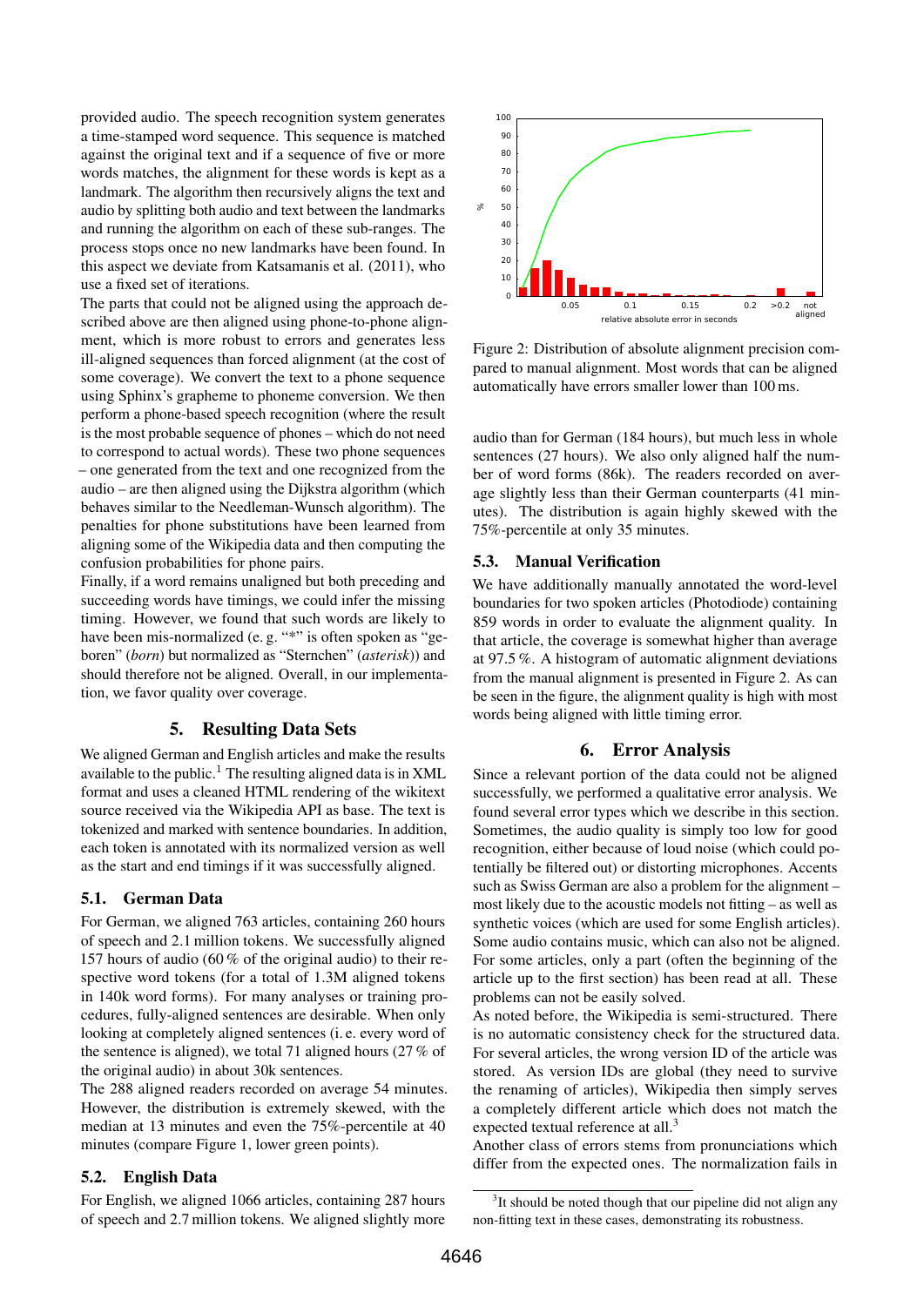provided audio. The speech recognition system generates a time-stamped word sequence. This sequence is matched against the original text and if a sequence of five or more words matches, the alignment for these words is kept as a landmark. The algorithm then recursively aligns the text and audio by splitting both audio and text between the landmarks and running the algorithm on each of these sub-ranges. The process stops once no new landmarks have been found. In this aspect we deviate from Katsamanis et al. (2011), who use a fixed set of iterations.

The parts that could not be aligned using the approach described above are then aligned using phone-to-phone alignment, which is more robust to errors and generates less ill-aligned sequences than forced alignment (at the cost of some coverage). We convert the text to a phone sequence using Sphinx's grapheme to phoneme conversion. We then perform a phone-based speech recognition (where the result is the most probable sequence of phones – which do not need to correspond to actual words). These two phone sequences – one generated from the text and one recognized from the audio – are then aligned using the Dijkstra algorithm (which behaves similar to the Needleman-Wunsch algorithm). The penalties for phone substitutions have been learned from aligning some of the Wikipedia data and then computing the confusion probabilities for phone pairs.

Finally, if a word remains unaligned but both preceding and succeeding words have timings, we could infer the missing timing. However, we found that such words are likely to have been mis-normalized (e. g. "*" is often spoken as "geboren" (*born*) but normalized as "Sternchen" (*asterisk*)) and should therefore not be aligned. Overall, in our implementation, we favor quality over coverage.

## 5. Resulting Data Sets

We aligned German and English articles and make the results available to the public.[1] The resulting aligned data is in XML format and uses a cleaned HTML rendering of the wikitext source received via the Wikipedia API as base. The text is tokenized and marked with sentence boundaries. In addition, each token is annotated with its normalized version as well as the start and end timings if it was successfully aligned.

### 5.1. German Data

For German, we aligned 763 articles, containing 260 hours of speech and 2.1 million tokens. We successfully aligned 157 hours of audio (60 % of the original audio) to their respective word tokens (for a total of 1.3M aligned tokens in 140k word forms). For many analyses or training procedures, fully-aligned sentences are desirable. When only looking at completely aligned sentences (i. e. every word of the sentence is aligned), we total 71 aligned hours (27 % of the original audio) in about 30k sentences.

The 288 aligned readers recorded on average 54 minutes. However, the distribution is extremely skewed, with the median at 13 minutes and even the 75%-percentile at 40 minutes (compare Figure 1, lower green points).

### 5.2. English Data

For English, we aligned 1066 articles, containing 287 hours of speech and 2.7 million tokens. We aligned slightly more audio than for German (184 hours), but much less in whole sentences (27 hours). We also only aligned half the number of word forms (86k). The readers recorded on average slightly less than their German counterparts (41 minutes). The distribution is again highly skewed with the 75%-percentile at only 35 minutes.

Figure 2: Distribution of absolute alignment precision compared to manual alignment. Most words that can be aligned automatically have errors smaller lower than 100 ms.

### 5.3. Manual Verification

We have additionally manually annotated the word-level boundaries for two spoken articles (Photodiode) containing 859 words in order to evaluate the alignment quality. In that article, the coverage is somewhat higher than average at 97.5 %. A histogram of automatic alignment deviations from the manual alignment is presented in Figure 2. As can be seen in the figure, the alignment quality is high with most words being aligned with little timing error.

## 6. Error Analysis

Since a relevant portion of the data could not be aligned successfully, we performed a qualitative error analysis. We found several error types which we describe in this section. Sometimes, the audio quality is simply too low for good recognition, either because of loud noise (which could potentially be filtered out) or distorting microphones. Accents such as Swiss German are also a problem for the alignment – most likely due to the acoustic models not fitting – as well as synthetic voices (which are used for some English articles). Some audio contains music, which can also not be aligned. For some articles, only a part (often the beginning of the article up to the first section) has been read at all. These problems can not be easily solved.

As noted before, the Wikipedia is semi-structured. There is no automatic consistency check for the structured data. For several articles, the wrong version ID of the article was stored. As version IDs are global (they need to survive the renaming of articles), Wikipedia then simply serves a completely different article which does not match the expected textual reference at all.[3]

Another class of errors stems from pronunciations which differ from the expected ones. The normalization fails in

[3] It should be noted though that our pipeline did not align any non-fitting text in these cases, demonstrating its robustness.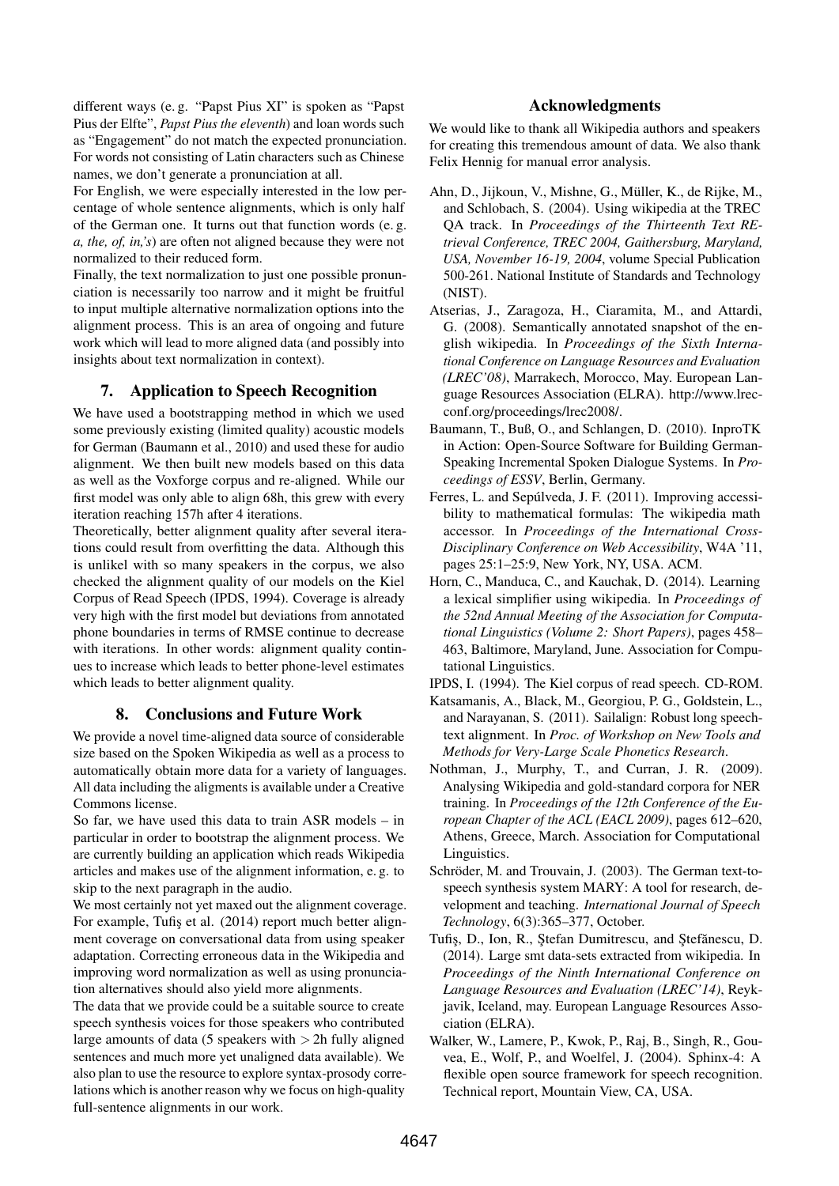different ways (e. g. "Papst Pius XI" is spoken as "Papst Pius der Elfte", *Papst Pius the eleventh*) and loan words such as "Engagement" do not match the expected pronunciation. For words not consisting of Latin characters such as Chinese names, we don't generate a pronunciation at all.

For English, we were especially interested in the low percentage of whole sentence alignments, which is only half of the German one. It turns out that function words (e. g. *a, the, of, in,'s*) are often not aligned because they were not normalized to their reduced form.

Finally, the text normalization to just one possible pronunciation is necessarily too narrow and it might be fruitful to input multiple alternative normalization options into the alignment process. This is an area of ongoing and future work which will lead to more aligned data (and possibly into insights about text normalization in context).

## 7. Application to Speech Recognition

We have used a bootstrapping method in which we used some previously existing (limited quality) acoustic models for German (Baumann et al., 2010) and used these for audio alignment. We then built new models based on this data as well as the Voxforge corpus and re-aligned. While our first model was only able to align 68h, this grew with every iteration reaching 157h after 4 iterations.

Theoretically, better alignment quality after several iterations could result from overfitting the data. Although this is unlikel with so many speakers in the corpus, we also checked the alignment quality of our models on the Kiel Corpus of Read Speech (IPDS, 1994). Coverage is already very high with the first model but deviations from annotated phone boundaries in terms of RMSE continue to decrease with iterations. In other words: alignment quality continues to increase which leads to better phone-level estimates which leads to better alignment quality.

## 8. Conclusions and Future Work

We provide a novel time-aligned data source of considerable size based on the Spoken Wikipedia as well as a process to automatically obtain more data for a variety of languages. All data including the aligments is available under a Creative Commons license.

So far, we have used this data to train ASR models – in particular in order to bootstrap the alignment process. We are currently building an application which reads Wikipedia articles and makes use of the alignment information, e. g. to skip to the next paragraph in the audio.

We most certainly not yet maxed out the alignment coverage. For example, Tufiş et al. (2014) report much better alignment coverage on conversational data from using speaker adaptation. Correcting erroneous data in the Wikipedia and improving word normalization as well as using pronunciation alternatives should also yield more alignments.

The data that we provide could be a suitable source to create speech synthesis voices for those speakers who contributed large amounts of data (5 speakers with $> 2$h fully aligned sentences and much more yet unaligned data available). We also plan to use the resource to explore syntax-prosody correlations which is another reason why we focus on high-quality full-sentence alignments in our work.

## Acknowledgments

We would like to thank all Wikipedia authors and speakers for creating this tremendous amount of data. We also thank Felix Hennig for manual error analysis.

Ahn, D., Jijkoun, V., Mishne, G., Müller, K., de Rijke, M., and Schlobach, S. (2004). Using wikipedia at the TREC QA track. In *Proceedings of the Thirteenth Text REtrieval Conference, TREC 2004, Gaithersburg, Maryland, USA, November 16-19, 2004*, volume Special Publication 500-261. National Institute of Standards and Technology (NIST).

Atserias, J., Zaragoza, H., Ciaramita, M., and Attardi, G. (2008). Semantically annotated snapshot of the english wikipedia. In *Proceedings of the Sixth International Conference on Language Resources and Evaluation (LREC'08)*, Marrakech, Morocco, May. European Language Resources Association (ELRA). http://www.lrec-conf.org/proceedings/lrec2008/.

Baumann, T., Buß, O., and Schlangen, D. (2010). InproTK in Action: Open-Source Software for Building German-Speaking Incremental Spoken Dialogue Systems. In *Proceedings of ESSV*, Berlin, Germany.

Ferres, L. and Sepúlveda, J. F. (2011). Improving accessibility to mathematical formulas: The wikipedia math accessor. In *Proceedings of the International Cross-Disciplinary Conference on Web Accessibility*, W4A '11, pages 25:1–25:9, New York, NY, USA. ACM.

Horn, C., Manduca, C., and Kauchak, D. (2014). Learning a lexical simplifier using wikipedia. In *Proceedings of the 52nd Annual Meeting of the Association for Computational Linguistics (Volume 2: Short Papers)*, pages 458–463, Baltimore, Maryland, June. Association for Computational Linguistics.

IPDS, I. (1994). The Kiel corpus of read speech. CD-ROM.

Katsamanis, A., Black, M., Georgiou, P. G., Goldstein, L., and Narayanan, S. (2011). Sailalign: Robust long speech-text alignment. In *Proc. of Workshop on New Tools and Methods for Very-Large Scale Phonetics Research*.

Nothman, J., Murphy, T., and Curran, J. R. (2009). Analysing Wikipedia and gold-standard corpora for NER training. In *Proceedings of the 12th Conference of the European Chapter of the ACL (EACL 2009)*, pages 612–620, Athens, Greece, March. Association for Computational Linguistics.

Schröder, M. and Trouvain, J. (2003). The German text-to-speech synthesis system MARY: A tool for research, development and teaching. *International Journal of Speech Technology*, 6(3):365–377, October.

Tufiş, D., Ion, R., Ştefan Dumitrescu, and Ştefănescu, D. (2014). Large smt data-sets extracted from wikipedia. In *Proceedings of the Ninth International Conference on Language Resources and Evaluation (LREC'14)*, Reykjavik, Iceland, may. European Language Resources Association (ELRA).

Walker, W., Lamere, P., Kwok, P., Raj, B., Singh, R., Gouvea, E., Wolf, P., and Woelfel, J. (2004). Sphinx-4: A flexible open source framework for speech recognition. Technical report, Mountain View, CA, USA.